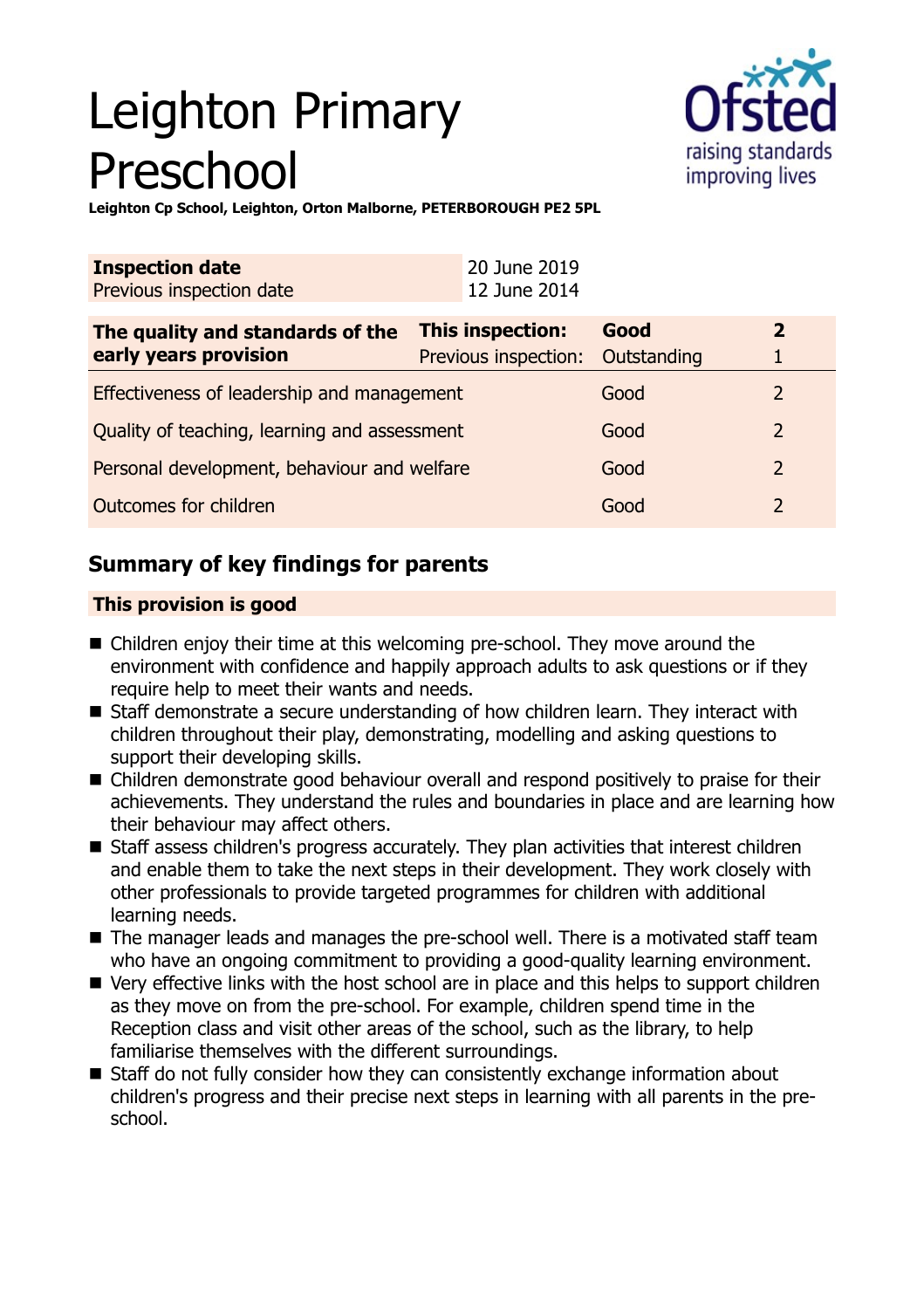# Leighton Primary Preschool

**Leighton Cp School, Leighton, Orton Malborne, PETERBOROUGH PE2 5PL**

| **Inspection date** | 20 June 2019 |
|---|---|
| Previous inspection date | 12 June 2014 |

| **The quality and standards of the early years provision** | **This inspection:** | **Good** | **2** |
|---|---|---|---|
| | Previous inspection: | Outstanding | 1 |
| Effectiveness of leadership and management | | Good | 2 |
| Quality of teaching, learning and assessment | | Good | 2 |
| Personal development, behaviour and welfare | | Good | 2 |
| Outcomes for children | | Good | 2 |

## Summary of key findings for parents

**This provision is good**

- Children enjoy their time at this welcoming pre-school. They move around the environment with confidence and happily approach adults to ask questions or if they require help to meet their wants and needs.
- Staff demonstrate a secure understanding of how children learn. They interact with children throughout their play, demonstrating, modelling and asking questions to support their developing skills.
- Children demonstrate good behaviour overall and respond positively to praise for their achievements. They understand the rules and boundaries in place and are learning how their behaviour may affect others.
- Staff assess children's progress accurately. They plan activities that interest children and enable them to take the next steps in their development. They work closely with other professionals to provide targeted programmes for children with additional learning needs.
- The manager leads and manages the pre-school well. There is a motivated staff team who have an ongoing commitment to providing a good-quality learning environment.
- Very effective links with the host school are in place and this helps to support children as they move on from the pre-school. For example, children spend time in the Reception class and visit other areas of the school, such as the library, to help familiarise themselves with the different surroundings.
- Staff do not fully consider how they can consistently exchange information about children's progress and their precise next steps in learning with all parents in the pre-school.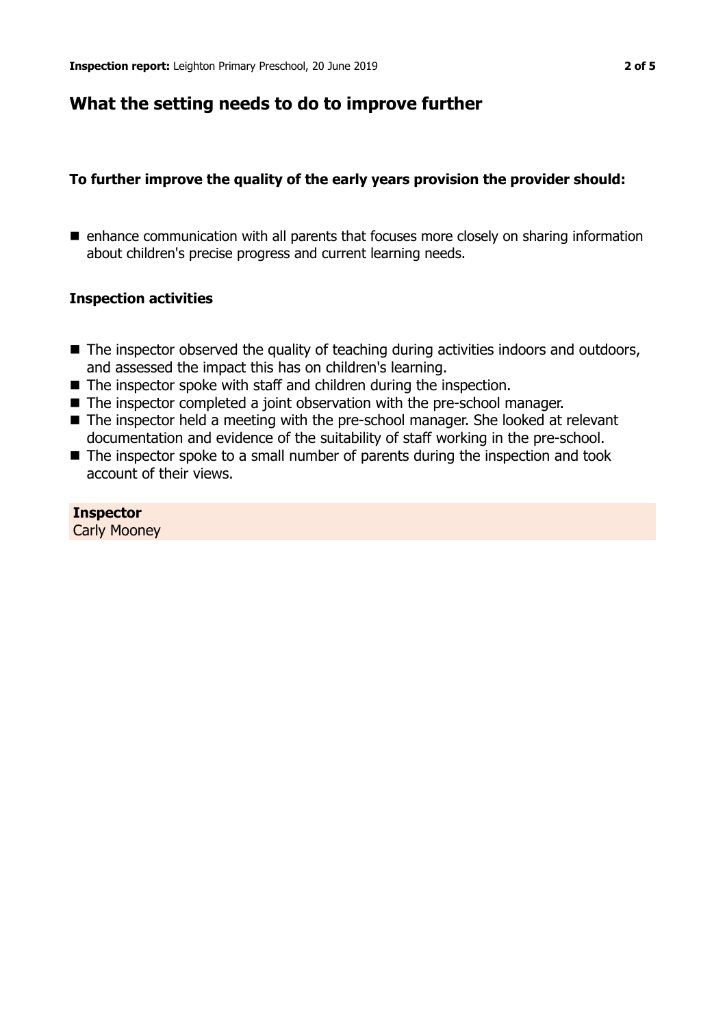## What the setting needs to do to improve further

### To further improve the quality of the early years provision the provider should:

- enhance communication with all parents that focuses more closely on sharing information about children's precise progress and current learning needs.

### Inspection activities

- The inspector observed the quality of teaching during activities indoors and outdoors, and assessed the impact this has on children's learning.
- The inspector spoke with staff and children during the inspection.
- The inspector completed a joint observation with the pre-school manager.
- The inspector held a meeting with the pre-school manager. She looked at relevant documentation and evidence of the suitability of staff working in the pre-school.
- The inspector spoke to a small number of parents during the inspection and took account of their views.

**Inspector**
Carly Mooney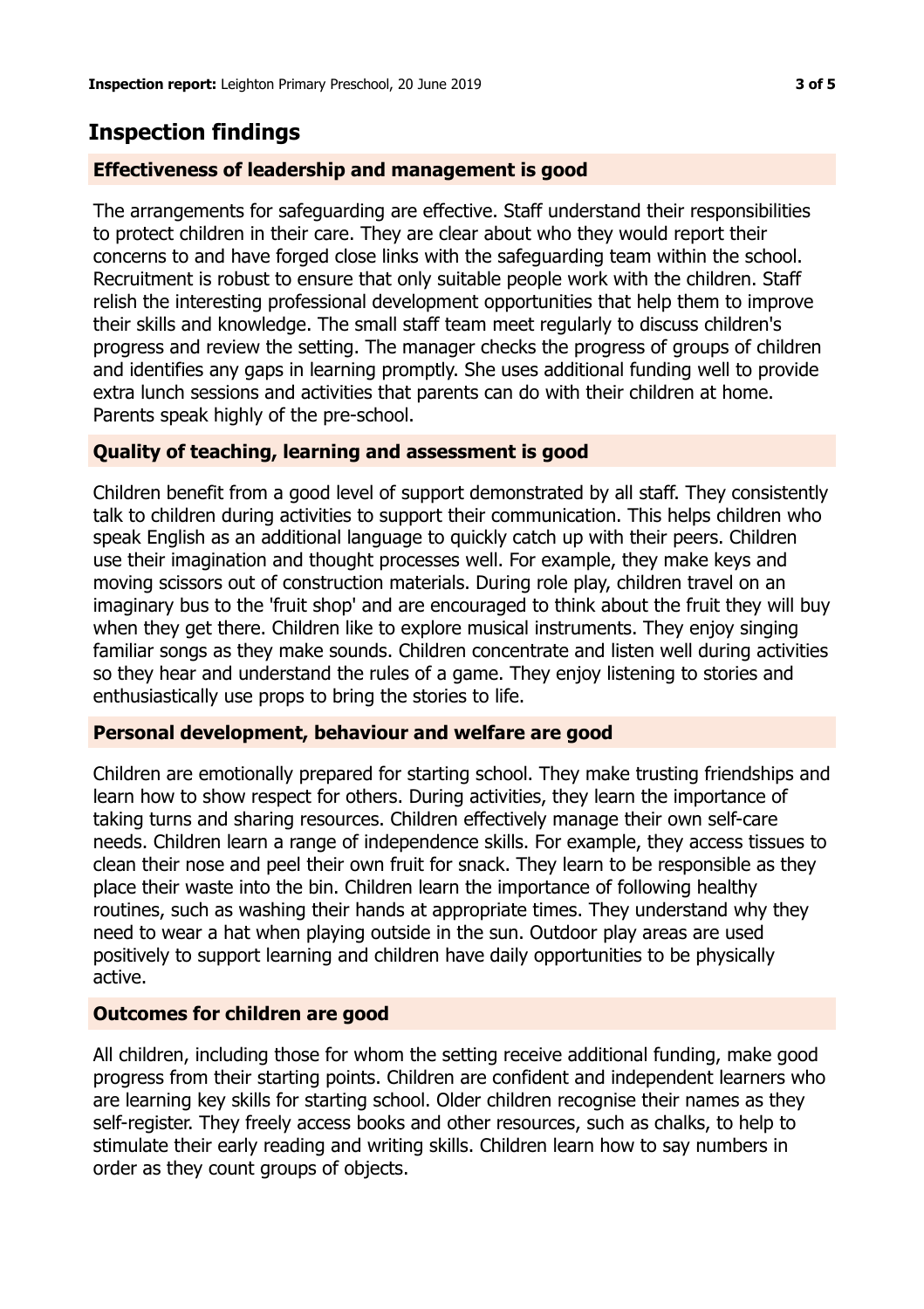## Inspection findings

### Effectiveness of leadership and management is good

The arrangements for safeguarding are effective. Staff understand their responsibilities to protect children in their care. They are clear about who they would report their concerns to and have forged close links with the safeguarding team within the school. Recruitment is robust to ensure that only suitable people work with the children. Staff relish the interesting professional development opportunities that help them to improve their skills and knowledge. The small staff team meet regularly to discuss children's progress and review the setting. The manager checks the progress of groups of children and identifies any gaps in learning promptly. She uses additional funding well to provide extra lunch sessions and activities that parents can do with their children at home. Parents speak highly of the pre-school.

### Quality of teaching, learning and assessment is good

Children benefit from a good level of support demonstrated by all staff. They consistently talk to children during activities to support their communication. This helps children who speak English as an additional language to quickly catch up with their peers. Children use their imagination and thought processes well. For example, they make keys and moving scissors out of construction materials. During role play, children travel on an imaginary bus to the 'fruit shop' and are encouraged to think about the fruit they will buy when they get there. Children like to explore musical instruments. They enjoy singing familiar songs as they make sounds. Children concentrate and listen well during activities so they hear and understand the rules of a game. They enjoy listening to stories and enthusiastically use props to bring the stories to life.

### Personal development, behaviour and welfare are good

Children are emotionally prepared for starting school. They make trusting friendships and learn how to show respect for others. During activities, they learn the importance of taking turns and sharing resources. Children effectively manage their own self-care needs. Children learn a range of independence skills. For example, they access tissues to clean their nose and peel their own fruit for snack. They learn to be responsible as they place their waste into the bin. Children learn the importance of following healthy routines, such as washing their hands at appropriate times. They understand why they need to wear a hat when playing outside in the sun. Outdoor play areas are used positively to support learning and children have daily opportunities to be physically active.

### Outcomes for children are good

All children, including those for whom the setting receive additional funding, make good progress from their starting points. Children are confident and independent learners who are learning key skills for starting school. Older children recognise their names as they self-register. They freely access books and other resources, such as chalks, to help to stimulate their early reading and writing skills. Children learn how to say numbers in order as they count groups of objects.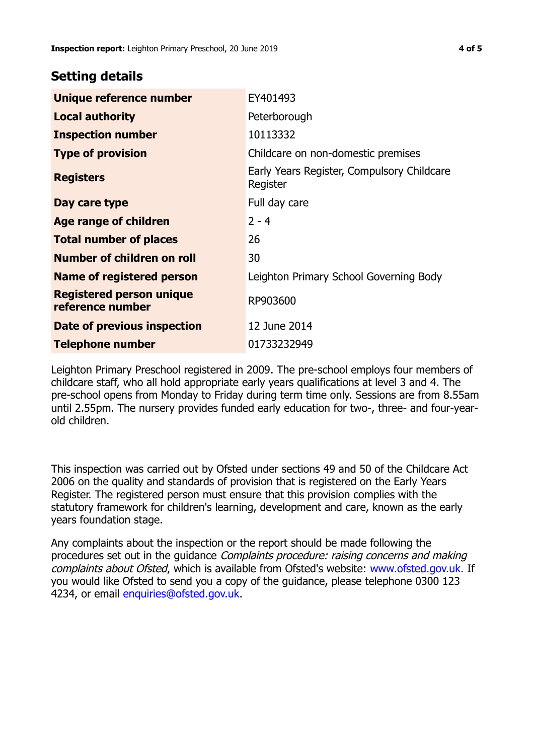## Setting details

| | |
|---|---|
| **Unique reference number** | EY401493 |
| **Local authority** | Peterborough |
| **Inspection number** | 10113332 |
| **Type of provision** | Childcare on non-domestic premises |
| **Registers** | Early Years Register, Compulsory Childcare Register |
| **Day care type** | Full day care |
| **Age range of children** | 2 - 4 |
| **Total number of places** | 26 |
| **Number of children on roll** | 30 |
| **Name of registered person** | Leighton Primary School Governing Body |
| **Registered person unique reference number** | RP903600 |
| **Date of previous inspection** | 12 June 2014 |
| **Telephone number** | 01733232949 |

Leighton Primary Preschool registered in 2009. The pre-school employs four members of childcare staff, who all hold appropriate early years qualifications at level 3 and 4. The pre-school opens from Monday to Friday during term time only. Sessions are from 8.55am until 2.55pm. The nursery provides funded early education for two-, three- and four-year-old children.

This inspection was carried out by Ofsted under sections 49 and 50 of the Childcare Act 2006 on the quality and standards of provision that is registered on the Early Years Register. The registered person must ensure that this provision complies with the statutory framework for children's learning, development and care, known as the early years foundation stage.

Any complaints about the inspection or the report should be made following the procedures set out in the guidance *Complaints procedure: raising concerns and making complaints about Ofsted*, which is available from Ofsted's website: www.ofsted.gov.uk. If you would like Ofsted to send you a copy of the guidance, please telephone 0300 123 4234, or email enquiries@ofsted.gov.uk.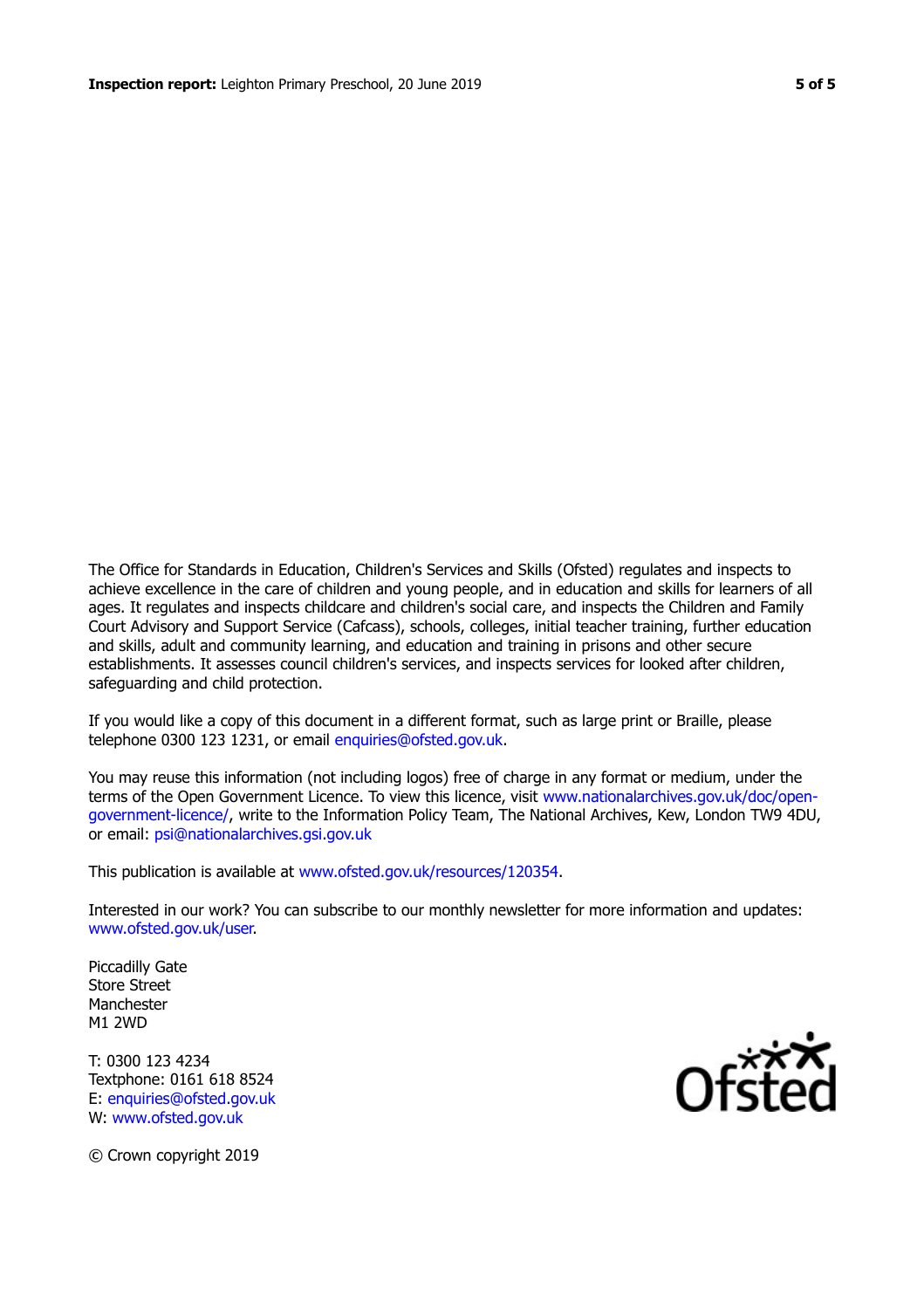The Office for Standards in Education, Children's Services and Skills (Ofsted) regulates and inspects to achieve excellence in the care of children and young people, and in education and skills for learners of all ages. It regulates and inspects childcare and children's social care, and inspects the Children and Family Court Advisory and Support Service (Cafcass), schools, colleges, initial teacher training, further education and skills, adult and community learning, and education and training in prisons and other secure establishments. It assesses council children's services, and inspects services for looked after children, safeguarding and child protection.

If you would like a copy of this document in a different format, such as large print or Braille, please telephone 0300 123 1231, or email enquiries@ofsted.gov.uk.

You may reuse this information (not including logos) free of charge in any format or medium, under the terms of the Open Government Licence. To view this licence, visit www.nationalarchives.gov.uk/doc/open-government-licence/, write to the Information Policy Team, The National Archives, Kew, London TW9 4DU, or email: psi@nationalarchives.gsi.gov.uk

This publication is available at www.ofsted.gov.uk/resources/120354.

Interested in our work? You can subscribe to our monthly newsletter for more information and updates: www.ofsted.gov.uk/user.

Piccadilly Gate
Store Street
Manchester
M1 2WD

T: 0300 123 4234
Textphone: 0161 618 8524
E: enquiries@ofsted.gov.uk
W: www.ofsted.gov.uk

© Crown copyright 2019